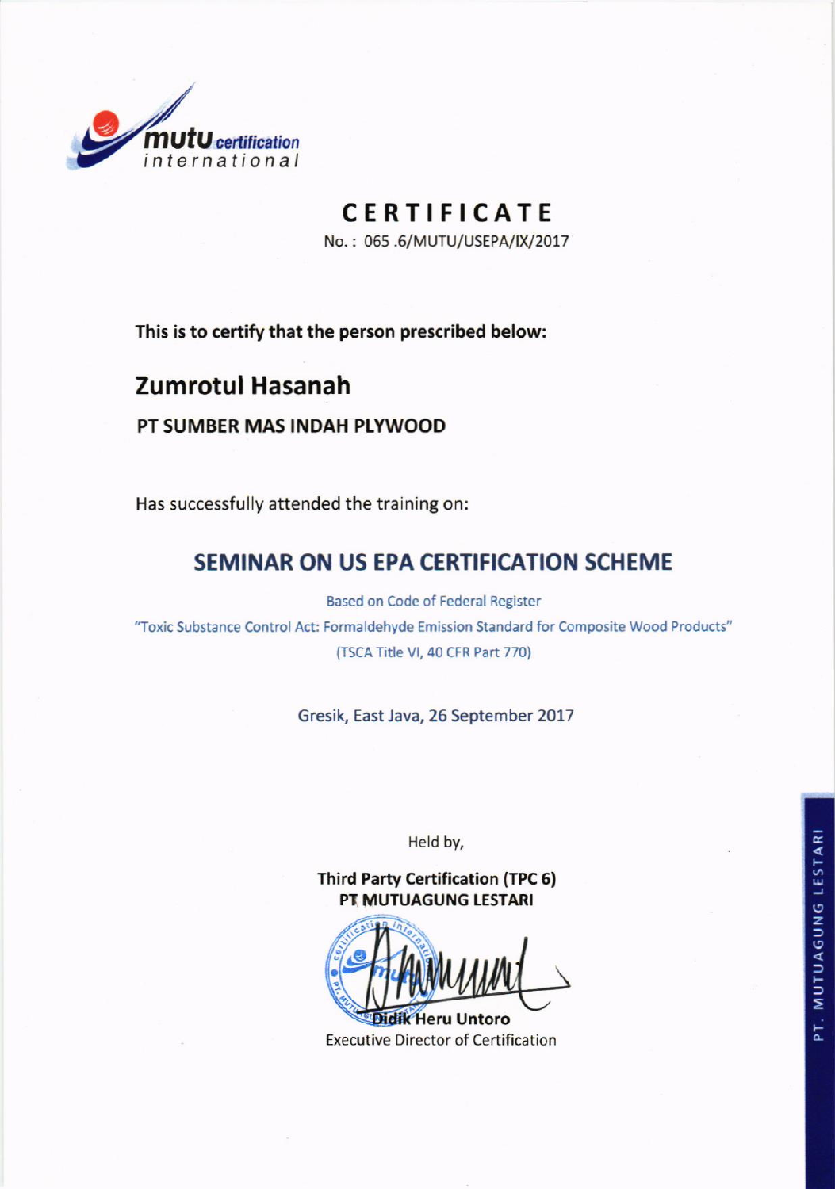mutu certification international

# CERTIFICATE

No. : 065 .6/MUTU/USEPA/IX/2017

**This is to certify that the person prescribed below:**

## Zumrotul Hasanah

**PT SUMBER MAS INDAH PLYWOOD**

Has successfully attended the training on:

## SEMINAR ON US EPA CERTIFICATION SCHEME

Based on Code of Federal Register

"Toxic Substance Control Act: Formaldehyde Emission Standard for Composite Wood Products"

(TSCA Title VI, 40 CFR Part 770)

Gresik, East Java, 26 September 2017

Held by,

**Third Party Certification (TPC 6)**
**PT MUTUAGUNG LESTARI**

**Didik Heru Untoro**
Executive Director of Certification

PT. MUTUAGUNG LESTARI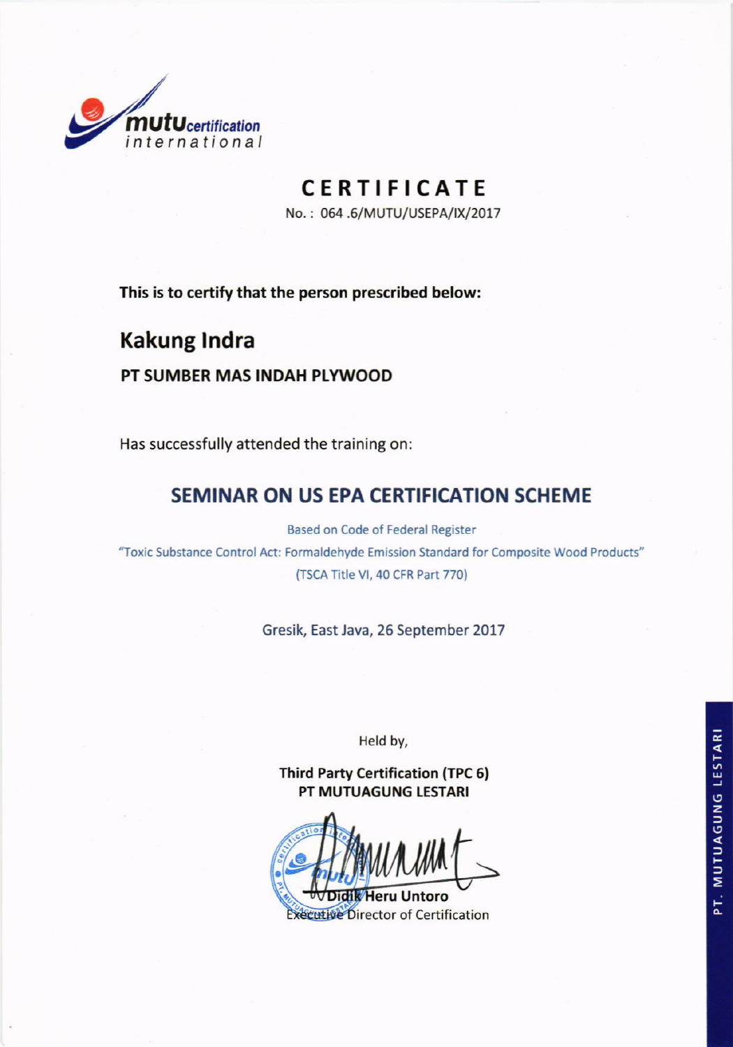mutu certification international

# CERTIFICATE

No. : 064 .6/MUTU/USEPA/IX/2017

**This is to certify that the person prescribed below:**

## Kakung Indra

**PT SUMBER MAS INDAH PLYWOOD**

Has successfully attended the training on:

## SEMINAR ON US EPA CERTIFICATION SCHEME

Based on Code of Federal Register

"Toxic Substance Control Act: Formaldehyde Emission Standard for Composite Wood Products"

(TSCA Title VI, 40 CFR Part 770)

Gresik, East Java, 26 September 2017

Held by,

**Third Party Certification (TPC 6)**
**PT MUTUAGUNG LESTARI**

**Didik Heru Untoro**
Executive Director of Certification

PT. MUTUAGUNG LESTARI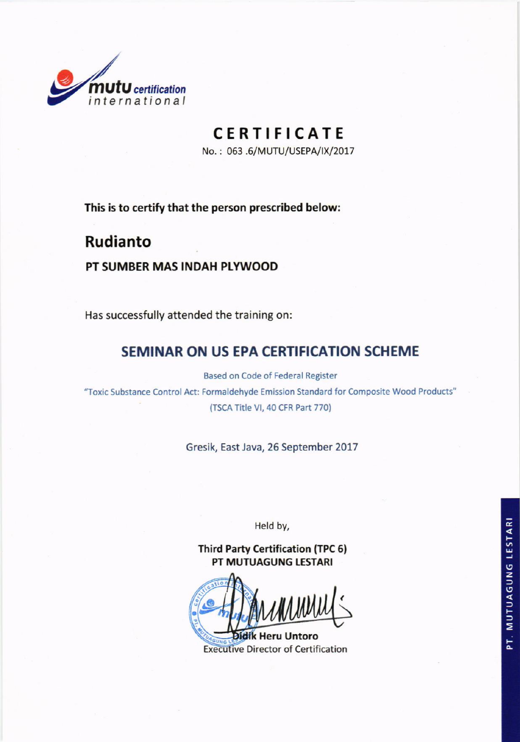mutu certification international

# CERTIFICATE

No. : 063 .6/MUTU/USEPA/IX/2017

**This is to certify that the person prescribed below:**

## Rudianto

**PT SUMBER MAS INDAH PLYWOOD**

Has successfully attended the training on:

## SEMINAR ON US EPA CERTIFICATION SCHEME

Based on Code of Federal Register

"Toxic Substance Control Act: Formaldehyde Emission Standard for Composite Wood Products"

(TSCA Title VI, 40 CFR Part 770)

Gresik, East Java, 26 September 2017

Held by,

**Third Party Certification (TPC 6)**
**PT MUTUAGUNG LESTARI**

**Didik Heru Untoro**
Executive Director of Certification

PT. MUTUAGUNG LESTARI